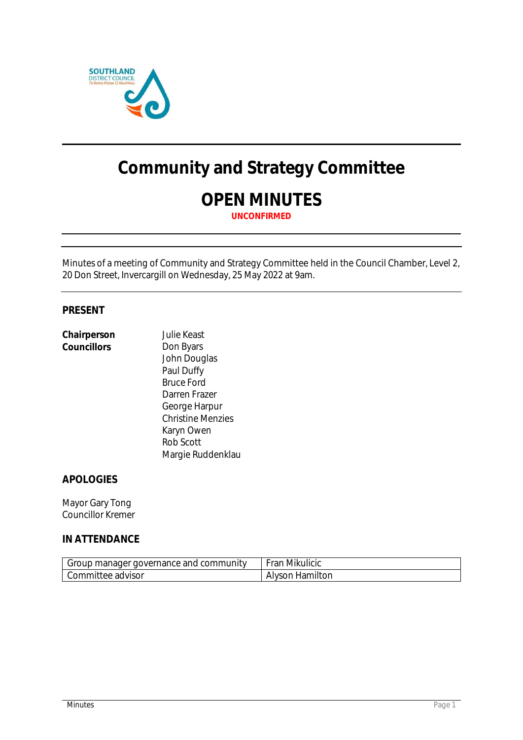# Community and Strategy Committee

## OPEN MINUTES

**UNCONFIRMED**

Minutes of a meeting of Community and Strategy Committee held in the Council Chamber, Level 2, 20 Don Street, Invercargill on Wednesday, 25 May 2022 at 9am.

### PRESENT

**Chairperson** Julie Keast

**Councillors** Don Byars
John Douglas
Paul Duffy
Bruce Ford
Darren Frazer
George Harpur
Christine Menzies
Karyn Owen
Rob Scott
Margie Ruddenklau

### APOLOGIES

Mayor Gary Tong
Councillor Kremer

### IN ATTENDANCE

| | |
|---|---|
| Group manager governance and community | Fran Mikulicic |
| Committee advisor | Alyson Hamilton |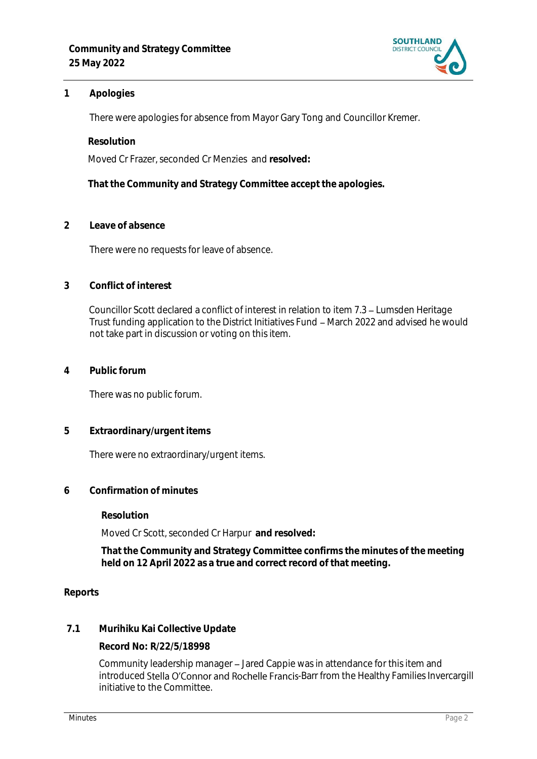## 1 Apologies

There were apologies for absence from Mayor Gary Tong and Councillor Kremer.

**Resolution**

Moved Cr Frazer, seconded Cr Menzies and **resolved:**

**That the Community and Strategy Committee accept the apologies.**

## 2 Leave of absence

There were no requests for leave of absence.

## 3 Conflict of interest

Councillor Scott declared a conflict of interest in relation to item 7.3 – Lumsden Heritage Trust funding application to the District Initiatives Fund – March 2022 and advised he would not take part in discussion or voting on this item.

## 4 Public forum

There was no public forum.

## 5 Extraordinary/urgent items

There were no extraordinary/urgent items.

## 6 Confirmation of minutes

**Resolution**

Moved Cr Scott, seconded Cr Harpur **and resolved:**

**That the Community and Strategy Committee confirms the minutes of the meeting held on 12 April 2022 as a true and correct record of that meeting.**

## Reports

### 7.1 Murihiku Kai Collective Update

**Record No: R/22/5/18998**

Community leadership manager – Jared Cappie was in attendance for this item and introduced Stella O'Connor and Rochelle Francis-Barr from the Healthy Families Invercargill initiative to the Committee.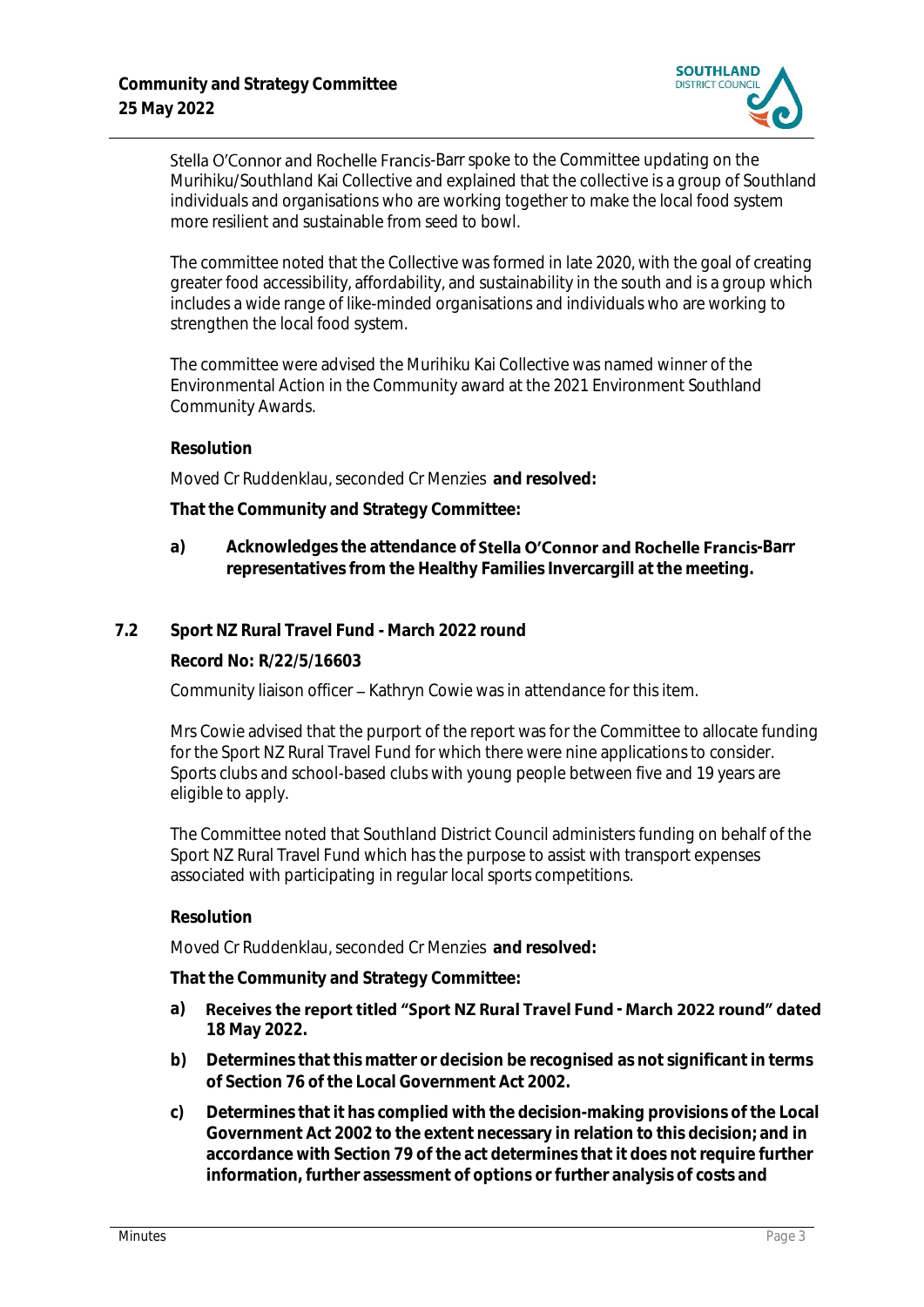Stella O'Connor and Rochelle Francis-Barr spoke to the Committee updating on the Murihiku/Southland Kai Collective and explained that the collective is a group of Southland individuals and organisations who are working together to make the local food system more resilient and sustainable from seed to bowl.

The committee noted that the Collective was formed in late 2020, with the goal of creating greater food accessibility, affordability, and sustainability in the south and is a group which includes a wide range of like-minded organisations and individuals who are working to strengthen the local food system.

The committee were advised the Murihiku Kai Collective was named winner of the Environmental Action in the Community award at the 2021 Environment Southland Community Awards.

**Resolution**

Moved Cr Ruddenklau, seconded Cr Menzies **and resolved:**

**That the Community and Strategy Committee:**

**a)** **Acknowledges the attendance of Stella O'Connor and Rochelle Francis-Barr representatives from the Healthy Families Invercargill at the meeting.**

### 7.2 Sport NZ Rural Travel Fund - March 2022 round

**Record No: R/22/5/16603**

Community liaison officer – Kathryn Cowie was in attendance for this item.

Mrs Cowie advised that the purport of the report was for the Committee to allocate funding for the Sport NZ Rural Travel Fund for which there were nine applications to consider. Sports clubs and school-based clubs with young people between five and 19 years are eligible to apply.

The Committee noted that Southland District Council administers funding on behalf of the Sport NZ Rural Travel Fund which has the purpose to assist with transport expenses associated with participating in regular local sports competitions.

**Resolution**

Moved Cr Ruddenklau, seconded Cr Menzies **and resolved:**

**That the Community and Strategy Committee:**

**a)** **Receives the report titled "Sport NZ Rural Travel Fund - March 2022 round" dated 18 May 2022.**

**b)** **Determines that this matter or decision be recognised as not significant in terms of Section 76 of the Local Government Act 2002.**

**c)** **Determines that it has complied with the decision-making provisions of the Local Government Act 2002 to the extent necessary in relation to this decision; and in accordance with Section 79 of the act determines that it does not require further information, further assessment of options or further analysis of costs and**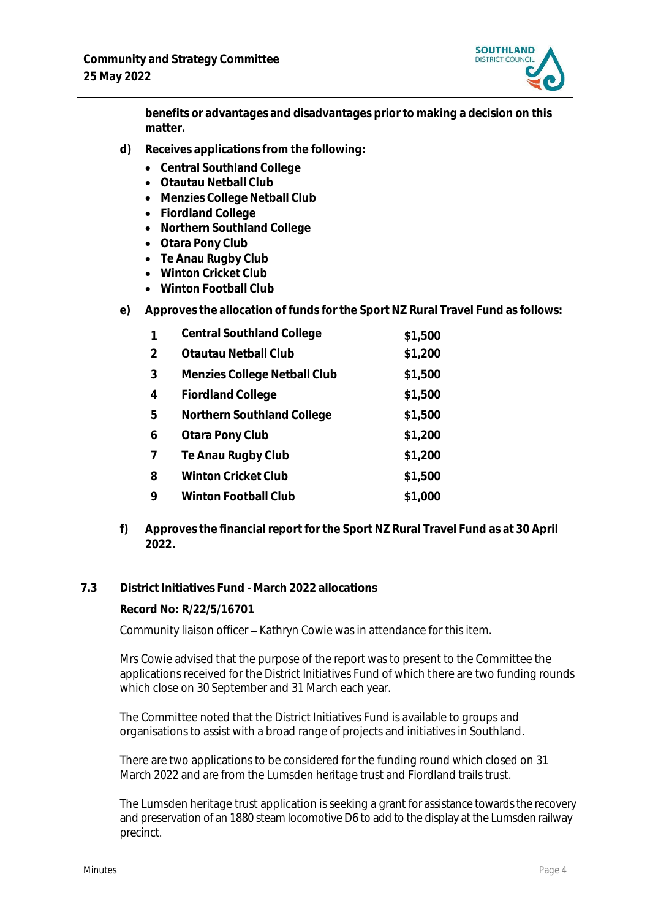**benefits or advantages and disadvantages prior to making a decision on this matter.**

**d) Receives applications from the following:**

- **Central Southland College**
- **Otautau Netball Club**
- **Menzies College Netball Club**
- **Fiordland College**
- **Northern Southland College**
- **Otara Pony Club**
- **Te Anau Rugby Club**
- **Winton Cricket Club**
- **Winton Football Club**

**e) Approves the allocation of funds for the Sport NZ Rural Travel Fund as follows:**

| | | |
|---|---|---|
| **1** | **Central Southland College** | **$1,500** |
| **2** | **Otautau Netball Club** | **$1,200** |
| **3** | **Menzies College Netball Club** | **$1,500** |
| **4** | **Fiordland College** | **$1,500** |
| **5** | **Northern Southland College** | **$1,500** |
| **6** | **Otara Pony Club** | **$1,200** |
| **7** | **Te Anau Rugby Club** | **$1,200** |
| **8** | **Winton Cricket Club** | **$1,500** |
| **9** | **Winton Football Club** | **$1,000** |

**f) Approves the financial report for the Sport NZ Rural Travel Fund as at 30 April 2022.**

## 7.3 District Initiatives Fund - March 2022 allocations

**Record No: R/22/5/16701**

Community liaison officer – Kathryn Cowie was in attendance for this item.

Mrs Cowie advised that the purpose of the report was to present to the Committee the applications received for the District Initiatives Fund of which there are two funding rounds which close on 30 September and 31 March each year.

The Committee noted that the District Initiatives Fund is available to groups and organisations to assist with a broad range of projects and initiatives in Southland.

There are two applications to be considered for the funding round which closed on 31 March 2022 and are from the Lumsden heritage trust and Fiordland trails trust.

The Lumsden heritage trust application is seeking a grant for assistance towards the recovery and preservation of an 1880 steam locomotive D6 to add to the display at the Lumsden railway precinct.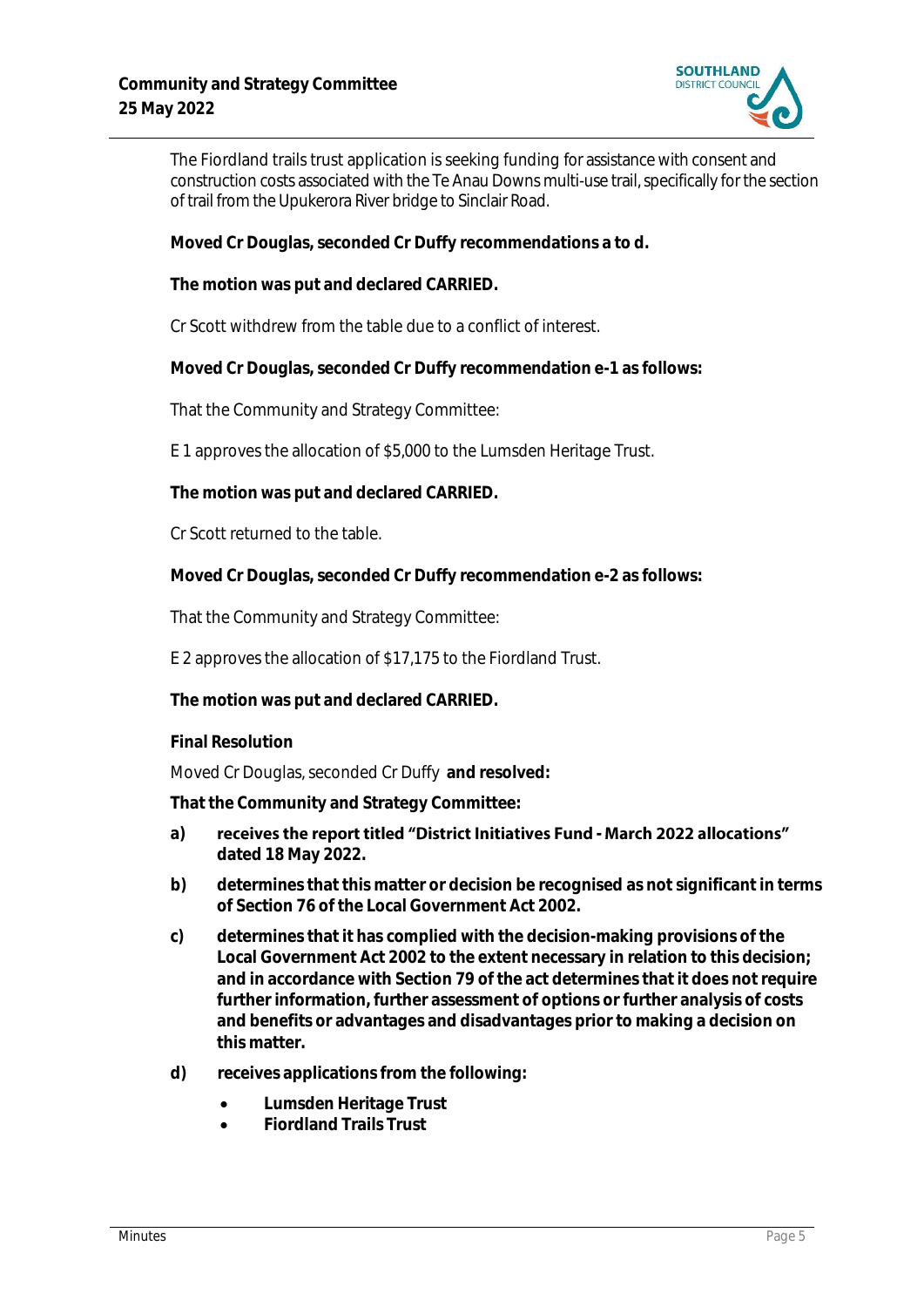The Fiordland trails trust application is seeking funding for assistance with consent and construction costs associated with the Te Anau Downs multi-use trail, specifically for the section of trail from the Upukerora River bridge to Sinclair Road.

**Moved Cr Douglas, seconded Cr Duffy recommendations a to d.**

**The motion was put and declared CARRIED.**

Cr Scott withdrew from the table due to a conflict of interest.

**Moved Cr Douglas, seconded Cr Duffy recommendation e-1 as follows:**

That the Community and Strategy Committee:

E 1 approves the allocation of $5,000 to the Lumsden Heritage Trust.

**The motion was put and declared CARRIED.**

Cr Scott returned to the table.

**Moved Cr Douglas, seconded Cr Duffy recommendation e-2 as follows:**

That the Community and Strategy Committee:

E 2 approves the allocation of $17,175 to the Fiordland Trust.

**The motion was put and declared CARRIED.**

**Final Resolution**

Moved Cr Douglas, seconded Cr Duffy **and resolved:**

**That the Community and Strategy Committee:**

**a) receives the report titled "District Initiatives Fund - March 2022 allocations" dated 18 May 2022.**

**b) determines that this matter or decision be recognised as not significant in terms of Section 76 of the Local Government Act 2002.**

**c) determines that it has complied with the decision-making provisions of the Local Government Act 2002 to the extent necessary in relation to this decision; and in accordance with Section 79 of the act determines that it does not require further information, further assessment of options or further analysis of costs and benefits or advantages and disadvantages prior to making a decision on this matter.**

**d) receives applications from the following:**

- **Lumsden Heritage Trust**
- **Fiordland Trails Trust**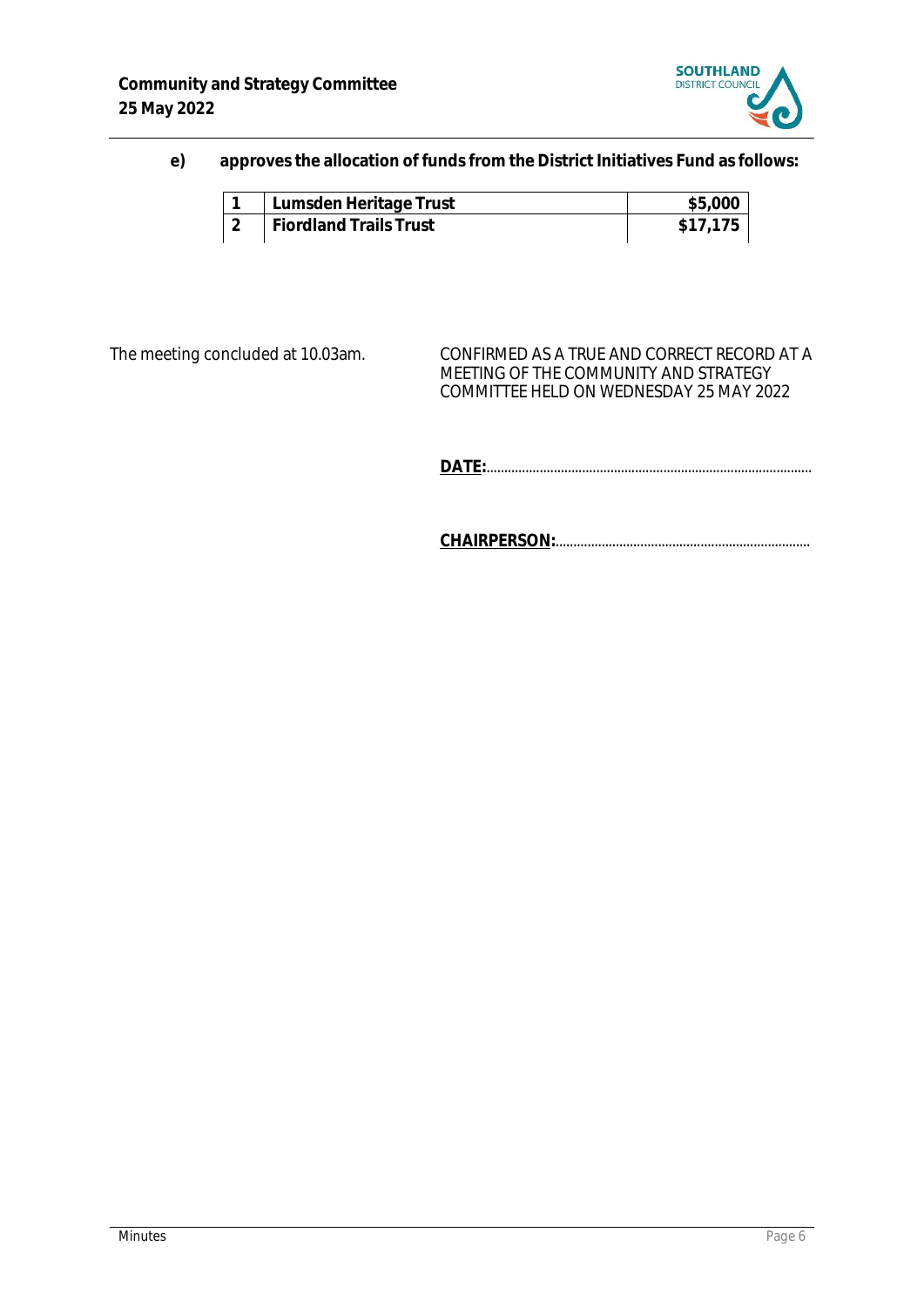**e) approves the allocation of funds from the District Initiatives Fund as follows:**

| | | |
|---|---|---|
| **1** | **Lumsden Heritage Trust** | **$5,000** |
| **2** | **Fiordland Trails Trust** | **$17,175** |

The meeting concluded at 10.03am.

CONFIRMED AS A TRUE AND CORRECT RECORD AT A MEETING OF THE COMMUNITY AND STRATEGY COMMITTEE HELD ON WEDNESDAY 25 MAY 2022

**DATE:**...............................................................................................

**CHAIRPERSON:**........................................................................